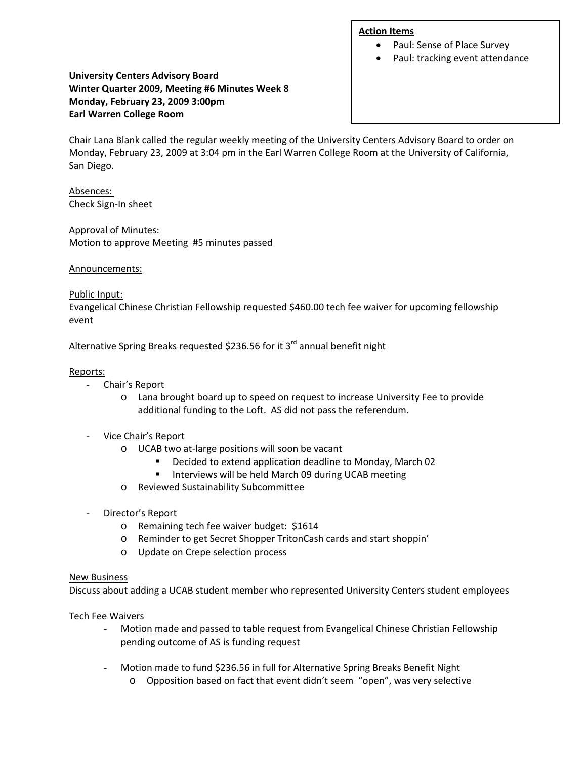**Action Items**

- Paul: Sense of Place Survey
- Paul: tracking event attendance

**University Centers Advisory Board**
**Winter Quarter 2009, Meeting #6 Minutes Week 8**
**Monday, February 23, 2009 3:00pm**
**Earl Warren College Room**

Chair Lana Blank called the regular weekly meeting of the University Centers Advisory Board to order on Monday, February 23, 2009 at 3:04 pm in the Earl Warren College Room at the University of California, San Diego.

Absences:
Check Sign-In sheet

Approval of Minutes:
Motion to approve Meeting #5 minutes passed

Announcements:

Public Input:
Evangelical Chinese Christian Fellowship requested $460.00 tech fee waiver for upcoming fellowship event

Alternative Spring Breaks requested $236.56 for it 3rd annual benefit night

Reports:

- Chair's Report
  - Lana brought board up to speed on request to increase University Fee to provide additional funding to the Loft. AS did not pass the referendum.
- Vice Chair's Report
  - UCAB two at-large positions will soon be vacant
    - Decided to extend application deadline to Monday, March 02
    - Interviews will be held March 09 during UCAB meeting
  - Reviewed Sustainability Subcommittee
- Director's Report
  - Remaining tech fee waiver budget: $1614
  - Reminder to get Secret Shopper TritonCash cards and start shoppin'
  - Update on Crepe selection process

New Business
Discuss about adding a UCAB student member who represented University Centers student employees

Tech Fee Waivers

- Motion made and passed to table request from Evangelical Chinese Christian Fellowship pending outcome of AS is funding request
- Motion made to fund $236.56 in full for Alternative Spring Breaks Benefit Night
  - Opposition based on fact that event didn't seem "open", was very selective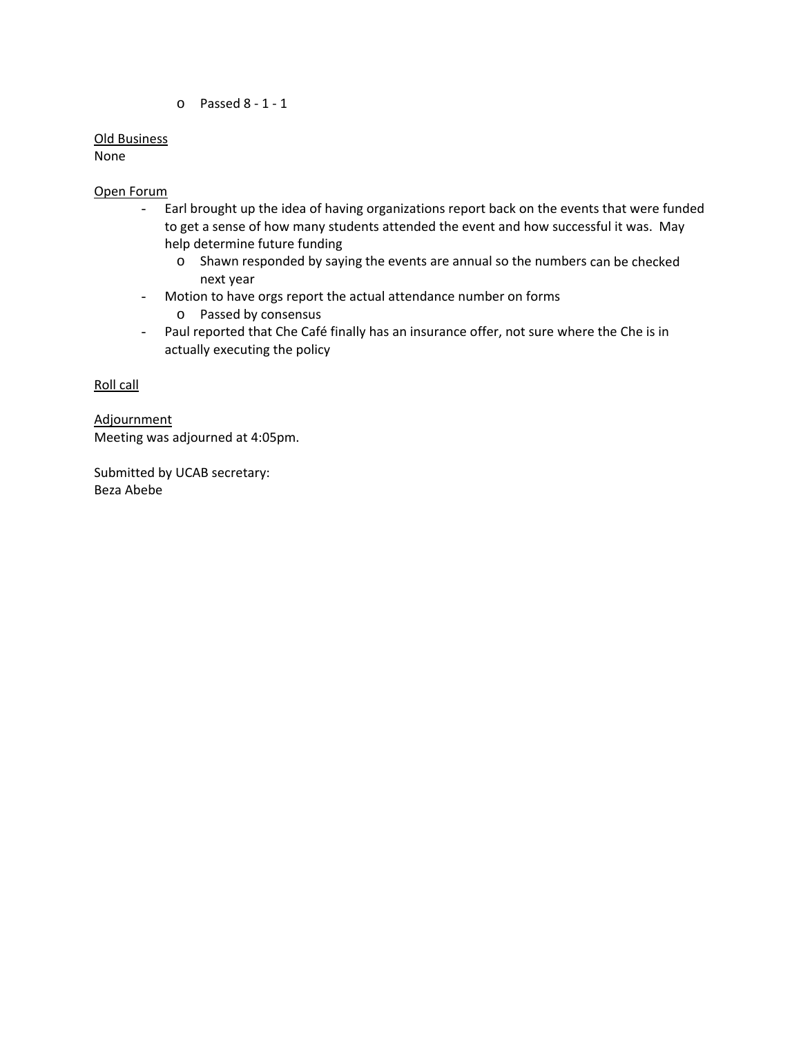- Passed 8 - 1 - 1

Old Business
None

Open Forum

- Earl brought up the idea of having organizations report back on the events that were funded to get a sense of how many students attended the event and how successful it was. May help determine future funding
  - Shawn responded by saying the events are annual so the numbers can be checked next year
- Motion to have orgs report the actual attendance number on forms
  - Passed by consensus
- Paul reported that Che Café finally has an insurance offer, not sure where the Che is in actually executing the policy

Roll call

Adjournment
Meeting was adjourned at 4:05pm.

Submitted by UCAB secretary:
Beza Abebe